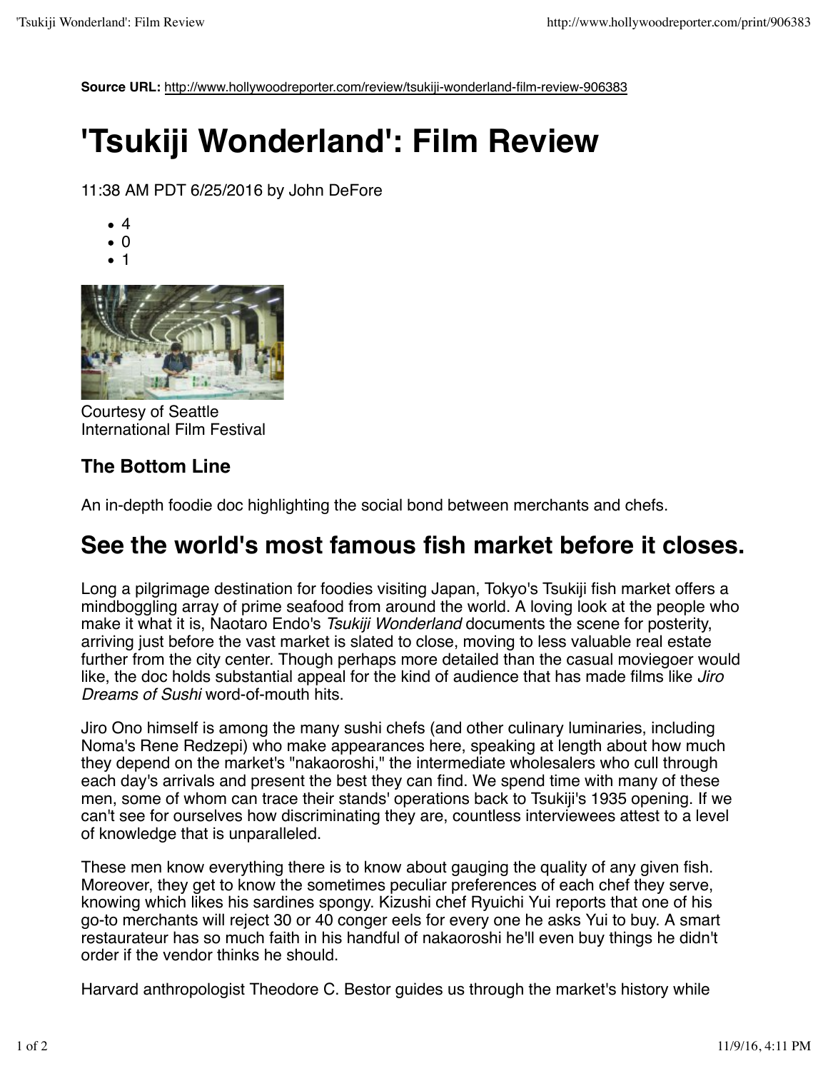**Source URL:** http://www.hollywoodreporter.com/review/tsukiji-wonderland-film-review-906383

# 'Tsukiji Wonderland': Film Review

11:38 AM PDT 6/25/2016 by John DeFore

- 4
- 0
- 1

Courtesy of Seattle International Film Festival

### The Bottom Line

An in-depth foodie doc highlighting the social bond between merchants and chefs.

## See the world's most famous fish market before it closes.

Long a pilgrimage destination for foodies visiting Japan, Tokyo's Tsukiji fish market offers a mindboggling array of prime seafood from around the world. A loving look at the people who make it what it is, Naotaro Endo's *Tsukiji Wonderland* documents the scene for posterity, arriving just before the vast market is slated to close, moving to less valuable real estate further from the city center. Though perhaps more detailed than the casual moviegoer would like, the doc holds substantial appeal for the kind of audience that has made films like *Jiro Dreams of Sushi* word-of-mouth hits.

Jiro Ono himself is among the many sushi chefs (and other culinary luminaries, including Noma's Rene Redzepi) who make appearances here, speaking at length about how much they depend on the market's "nakaoroshi," the intermediate wholesalers who cull through each day's arrivals and present the best they can find. We spend time with many of these men, some of whom can trace their stands' operations back to Tsukiji's 1935 opening. If we can't see for ourselves how discriminating they are, countless interviewees attest to a level of knowledge that is unparalleled.

These men know everything there is to know about gauging the quality of any given fish. Moreover, they get to know the sometimes peculiar preferences of each chef they serve, knowing which likes his sardines spongy. Kizushi chef Ryuichi Yui reports that one of his go-to merchants will reject 30 or 40 conger eels for every one he asks Yui to buy. A smart restaurateur has so much faith in his handful of nakaoroshi he'll even buy things he didn't order if the vendor thinks he should.

Harvard anthropologist Theodore C. Bestor guides us through the market's history while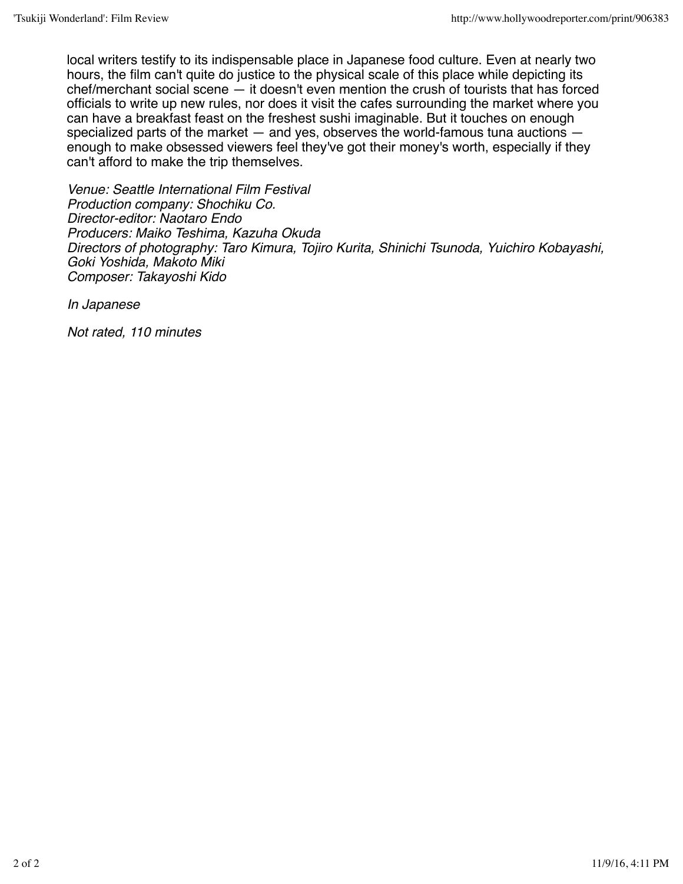local writers testify to its indispensable place in Japanese food culture. Even at nearly two hours, the film can't quite do justice to the physical scale of this place while depicting its chef/merchant social scene — it doesn't even mention the crush of tourists that has forced officials to write up new rules, nor does it visit the cafes surrounding the market where you can have a breakfast feast on the freshest sushi imaginable. But it touches on enough specialized parts of the market — and yes, observes the world-famous tuna auctions — enough to make obsessed viewers feel they've got their money's worth, especially if they can't afford to make the trip themselves.

*Venue: Seattle International Film Festival*
*Production company: Shochiku Co.*
*Director-editor: Naotaro Endo*
*Producers: Maiko Teshima, Kazuha Okuda*
*Directors of photography: Taro Kimura, Tojiro Kurita, Shinichi Tsunoda, Yuichiro Kobayashi, Goki Yoshida, Makoto Miki*
*Composer: Takayoshi Kido*

*In Japanese*

*Not rated, 110 minutes*